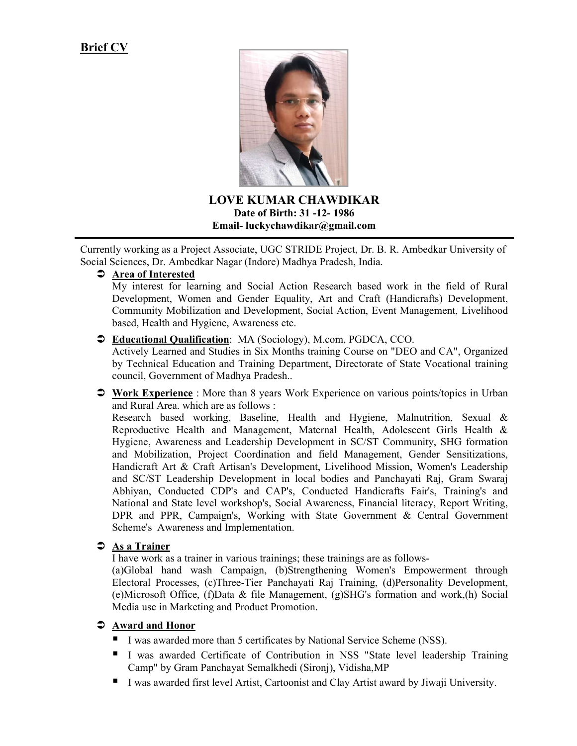# Brief CV

## LOVE KUMAR CHAWDIKAR

**Date of Birth: 31 -12- 1986**

**Email- luckychawdikar@gmail.com**

---

Currently working as a Project Associate, UGC STRIDE Project, Dr. B. R. Ambedkar University of Social Sciences, Dr. Ambedkar Nagar (Indore) Madhya Pradesh, India.

- **Area of Interested**

  My interest for learning and Social Action Research based work in the field of Rural Development, Women and Gender Equality, Art and Craft (Handicrafts) Development, Community Mobilization and Development, Social Action, Event Management, Livelihood based, Health and Hygiene, Awareness etc.

- **Educational Qualification**: MA (Sociology), M.com, PGDCA, CCO.

  Actively Learned and Studies in Six Months training Course on "DEO and CA", Organized by Technical Education and Training Department, Directorate of State Vocational training council, Government of Madhya Pradesh..

- **Work Experience** : More than 8 years Work Experience on various points/topics in Urban and Rural Area. which are as follows :

  Research based working, Baseline, Health and Hygiene, Malnutrition, Sexual & Reproductive Health and Management, Maternal Health, Adolescent Girls Health & Hygiene, Awareness and Leadership Development in SC/ST Community, SHG formation and Mobilization, Project Coordination and field Management, Gender Sensitizations, Handicraft Art & Craft Artisan's Development, Livelihood Mission, Women's Leadership and SC/ST Leadership Development in local bodies and Panchayati Raj, Gram Swaraj Abhiyan, Conducted CDP's and CAP's, Conducted Handicrafts Fair's, Training's and National and State level workshop's, Social Awareness, Financial literacy, Report Writing, DPR and PPR, Campaign's, Working with State Government & Central Government Scheme's Awareness and Implementation.

- **As a Trainer**

  I have work as a trainer in various trainings; these trainings are as follows-

  (a)Global hand wash Campaign, (b)Strengthening Women's Empowerment through Electoral Processes, (c)Three-Tier Panchayati Raj Training, (d)Personality Development, (e)Microsoft Office, (f)Data & file Management, (g)SHG's formation and work,(h) Social Media use in Marketing and Product Promotion.

- **Award and Honor**
  - I was awarded more than 5 certificates by National Service Scheme (NSS).
  - I was awarded Certificate of Contribution in NSS "State level leadership Training Camp" by Gram Panchayat Semalkhedi (Sironj), Vidisha,MP
  - I was awarded first level Artist, Cartoonist and Clay Artist award by Jiwaji University.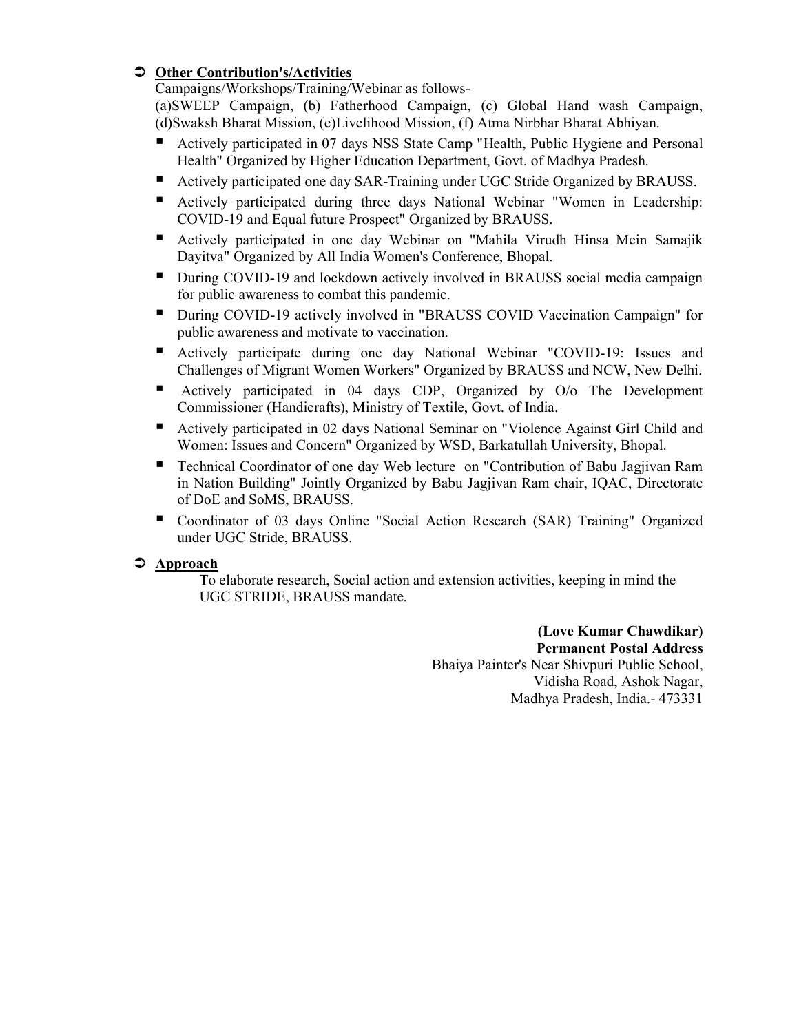## **Other Contribution's/Activities**

Campaigns/Workshops/Training/Webinar as follows-

(a)SWEEP Campaign, (b) Fatherhood Campaign, (c) Global Hand wash Campaign, (d)Swaksh Bharat Mission, (e)Livelihood Mission, (f) Atma Nirbhar Bharat Abhiyan.

- Actively participated in 07 days NSS State Camp "Health, Public Hygiene and Personal Health" Organized by Higher Education Department, Govt. of Madhya Pradesh.
- Actively participated one day SAR-Training under UGC Stride Organized by BRAUSS.
- Actively participated during three days National Webinar "Women in Leadership: COVID-19 and Equal future Prospect" Organized by BRAUSS.
- Actively participated in one day Webinar on "Mahila Virudh Hinsa Mein Samajik Dayitva" Organized by All India Women's Conference, Bhopal.
- During COVID-19 and lockdown actively involved in BRAUSS social media campaign for public awareness to combat this pandemic.
- During COVID-19 actively involved in "BRAUSS COVID Vaccination Campaign" for public awareness and motivate to vaccination.
- Actively participate during one day National Webinar "COVID-19: Issues and Challenges of Migrant Women Workers" Organized by BRAUSS and NCW, New Delhi.
- Actively participated in 04 days CDP, Organized by O/o The Development Commissioner (Handicrafts), Ministry of Textile, Govt. of India.
- Actively participated in 02 days National Seminar on "Violence Against Girl Child and Women: Issues and Concern" Organized by WSD, Barkatullah University, Bhopal.
- Technical Coordinator of one day Web lecture on "Contribution of Babu Jagjivan Ram in Nation Building" Jointly Organized by Babu Jagjivan Ram chair, IQAC, Directorate of DoE and SoMS, BRAUSS.
- Coordinator of 03 days Online "Social Action Research (SAR) Training" Organized under UGC Stride, BRAUSS.

## **Approach**

To elaborate research, Social action and extension activities, keeping in mind the UGC STRIDE, BRAUSS mandate.

**(Love Kumar Chawdikar)**
**Permanent Postal Address**
Bhaiya Painter's Near Shivpuri Public School,
Vidisha Road, Ashok Nagar,
Madhya Pradesh, India.- 473331